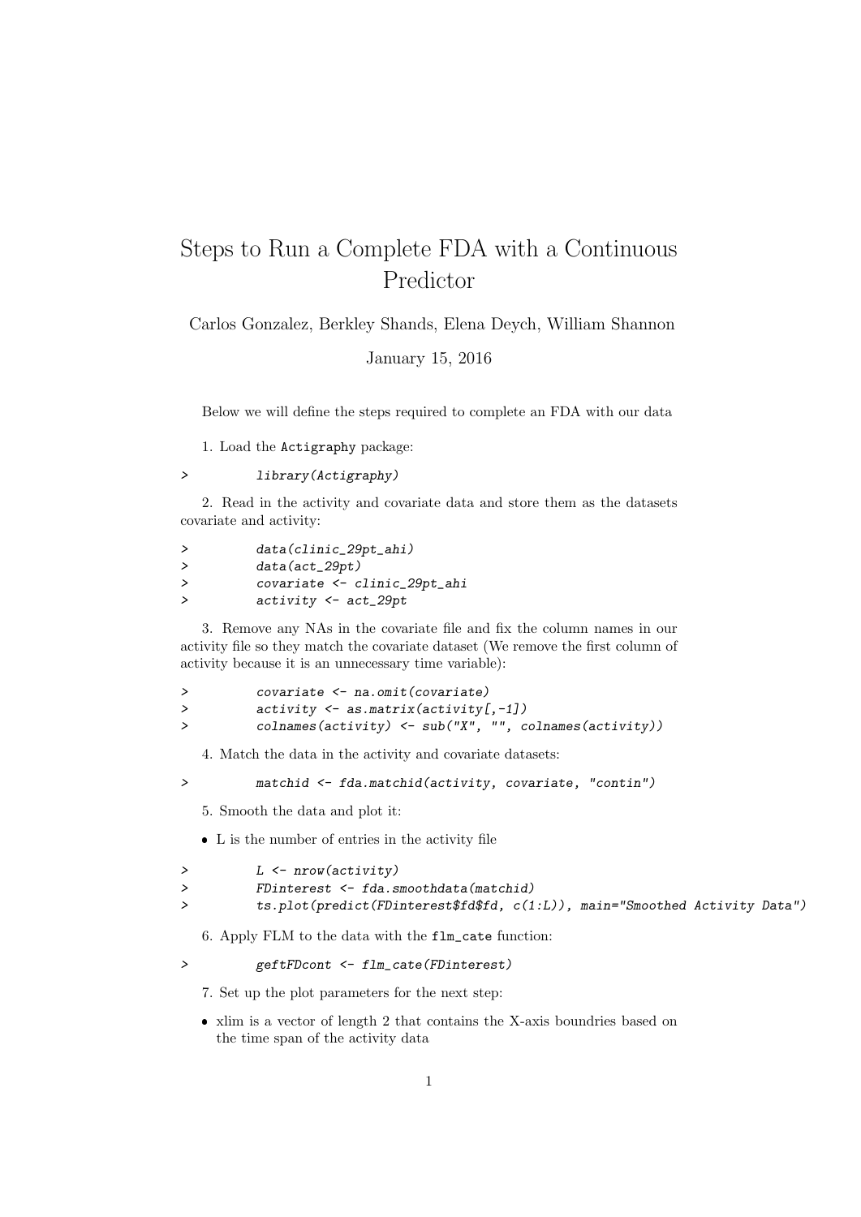# Steps to Run a Complete FDA with a Continuous Predictor

Carlos Gonzalez, Berkley Shands, Elena Deych, William Shannon

January 15, 2016

Below we will define the steps required to complete an FDA with our data

1. Load the `Actigraphy` package:

```
>         library(Actigraphy)
```

2. Read in the activity and covariate data and store them as the datasets covariate and activity:

```
>         data(clinic_29pt_ahi)
>         data(act_29pt)
>         covariate <- clinic_29pt_ahi
>         activity <- act_29pt
```

3. Remove any NAs in the covariate file and fix the column names in our activity file so they match the covariate dataset (We remove the first column of activity because it is an unnecessary time variable):

```
>         covariate <- na.omit(covariate)
>         activity <- as.matrix(activity[,-1])
>         colnames(activity) <- sub("X", "", colnames(activity))
```

4. Match the data in the activity and covariate datasets:

```
>         matchid <- fda.matchid(activity, covariate, "contin")
```

5. Smooth the data and plot it:

- L is the number of entries in the activity file

```
>         L <- nrow(activity)
>         FDinterest <- fda.smoothdata(matchid)
>         ts.plot(predict(FDinterest$fd$fd, c(1:L)), main="Smoothed Activity Data")
```

6. Apply FLM to the data with the `flm_cate` function:

```
>         geftFDcont <- flm_cate(FDinterest)
```

7. Set up the plot parameters for the next step:

- xlim is a vector of length 2 that contains the X-axis boundries based on the time span of the activity data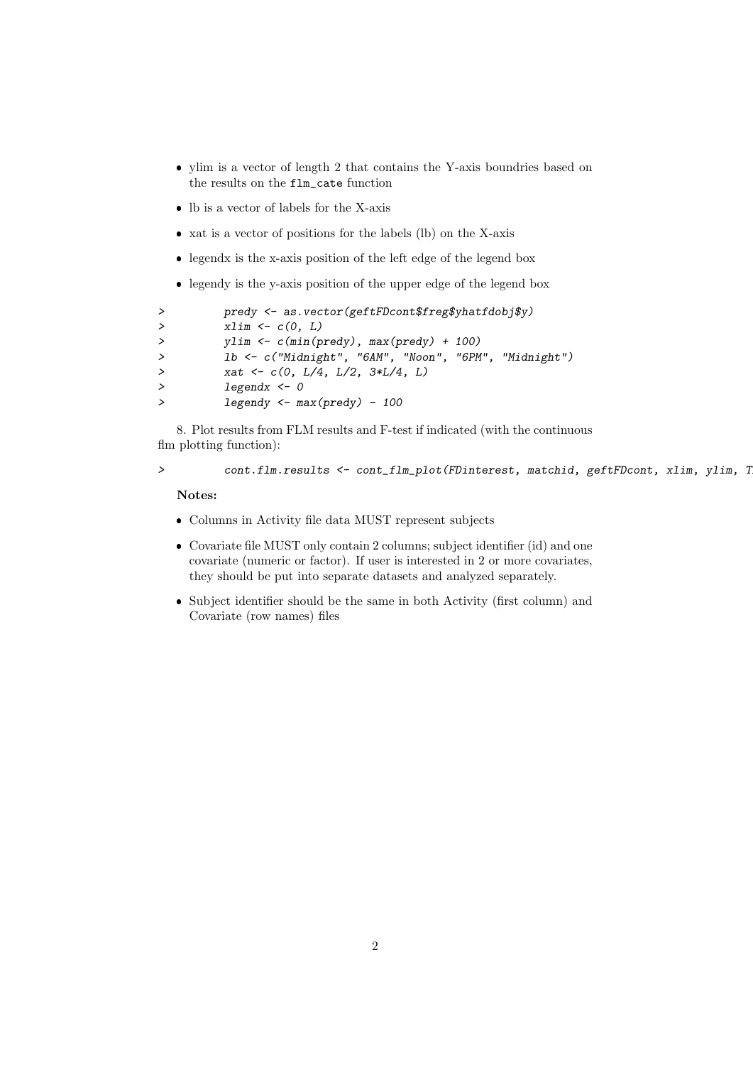- ylim is a vector of length 2 that contains the Y-axis boundries based on the results on the `flm_cate` function
- lb is a vector of labels for the X-axis
- xat is a vector of positions for the labels (lb) on the X-axis
- legendx is the x-axis position of the left edge of the legend box
- legendy is the y-axis position of the upper edge of the legend box

```
>         predy <- as.vector(geftFDcont$freg$yhatfdobj$y)
>         xlim <- c(0, L)
>         ylim <- c(min(predy), max(predy) + 100)
>         lb <- c("Midnight", "6AM", "Noon", "6PM", "Midnight")
>         xat <- c(0, L/4, L/2, 3*L/4, L)
>         legendx <- 0
>         legendy <- max(predy) - 100
```

8. Plot results from FLM results and F-test if indicated (with the continuous flm plotting function):

```
>         cont.flm.results <- cont_flm_plot(FDinterest, matchid, geftFDcont, xlim, ylim, T
```

**Notes:**

- Columns in Activity file data MUST represent subjects
- Covariate file MUST only contain 2 columns; subject identifier (id) and one covariate (numeric or factor). If user is interested in 2 or more covariates, they should be put into separate datasets and analyzed separately.
- Subject identifier should be the same in both Activity (first column) and Covariate (row names) files